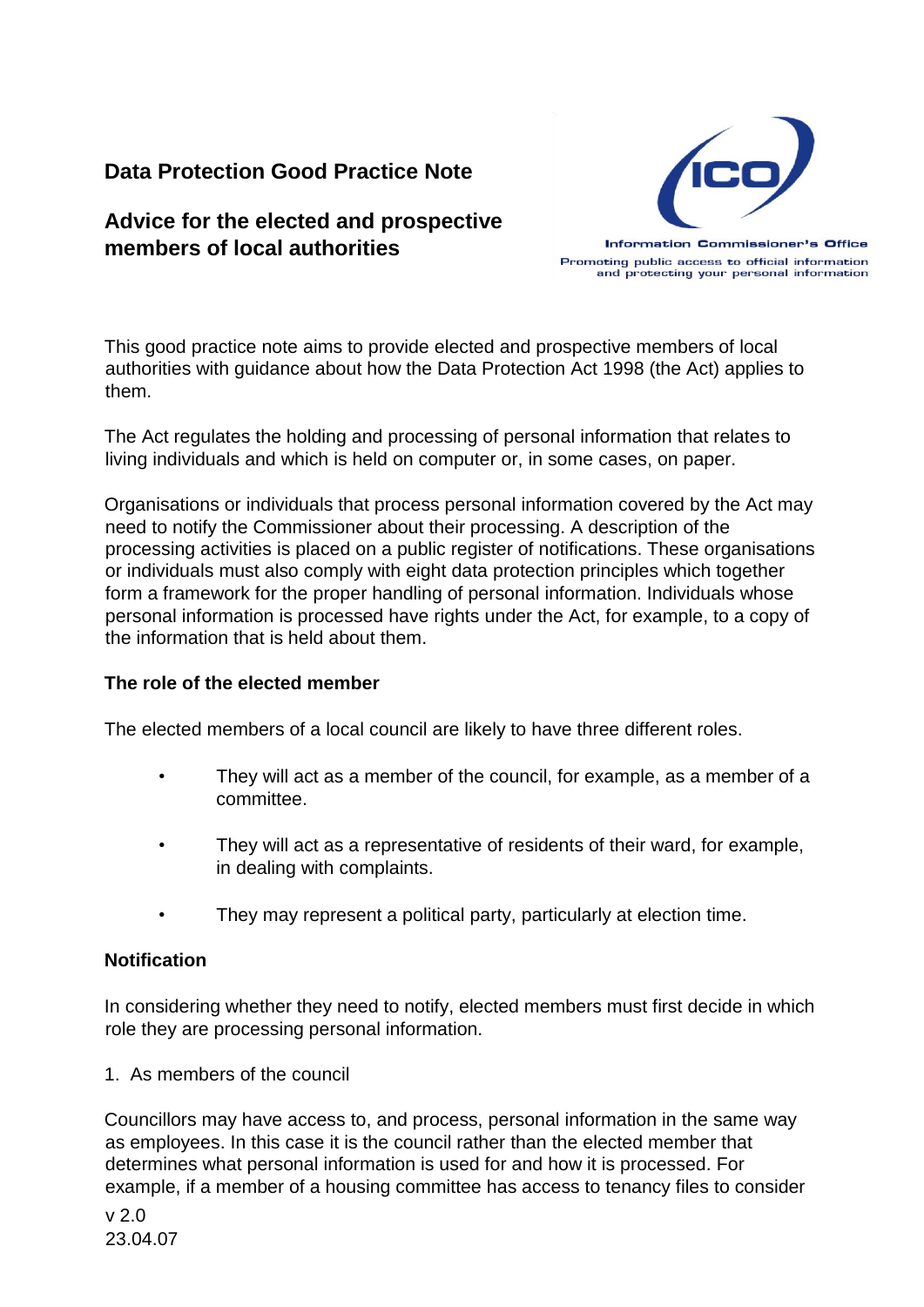# Data Protection Good Practice Note

## Advice for the elected and prospective members of local authorities

Information Commissioner's Office
Promoting public access to official information and protecting your personal information

This good practice note aims to provide elected and prospective members of local authorities with guidance about how the Data Protection Act 1998 (the Act) applies to them.

The Act regulates the holding and processing of personal information that relates to living individuals and which is held on computer or, in some cases, on paper.

Organisations or individuals that process personal information covered by the Act may need to notify the Commissioner about their processing. A description of the processing activities is placed on a public register of notifications. These organisations or individuals must also comply with eight data protection principles which together form a framework for the proper handling of personal information. Individuals whose personal information is processed have rights under the Act, for example, to a copy of the information that is held about them.

### The role of the elected member

The elected members of a local council are likely to have three different roles.

- They will act as a member of the council, for example, as a member of a committee.
- They will act as a representative of residents of their ward, for example, in dealing with complaints.
- They may represent a political party, particularly at election time.

### Notification

In considering whether they need to notify, elected members must first decide in which role they are processing personal information.

1. As members of the council

Councillors may have access to, and process, personal information in the same way as employees. In this case it is the council rather than the elected member that determines what personal information is used for and how it is processed. For example, if a member of a housing committee has access to tenancy files to consider

v 2.0
23.04.07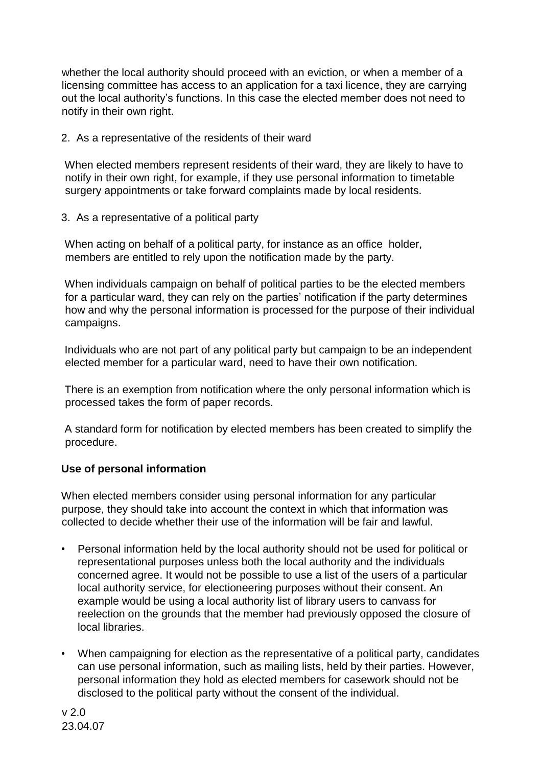whether the local authority should proceed with an eviction, or when a member of a licensing committee has access to an application for a taxi licence, they are carrying out the local authority's functions. In this case the elected member does not need to notify in their own right.

2. As a representative of the residents of their ward

When elected members represent residents of their ward, they are likely to have to notify in their own right, for example, if they use personal information to timetable surgery appointments or take forward complaints made by local residents.

3. As a representative of a political party

When acting on behalf of a political party, for instance as an office holder, members are entitled to rely upon the notification made by the party.

When individuals campaign on behalf of political parties to be the elected members for a particular ward, they can rely on the parties' notification if the party determines how and why the personal information is processed for the purpose of their individual campaigns.

Individuals who are not part of any political party but campaign to be an independent elected member for a particular ward, need to have their own notification.

There is an exemption from notification where the only personal information which is processed takes the form of paper records.

A standard form for notification by elected members has been created to simplify the procedure.

**Use of personal information**

When elected members consider using personal information for any particular purpose, they should take into account the context in which that information was collected to decide whether their use of the information will be fair and lawful.

- Personal information held by the local authority should not be used for political or representational purposes unless both the local authority and the individuals concerned agree. It would not be possible to use a list of the users of a particular local authority service, for electioneering purposes without their consent. An example would be using a local authority list of library users to canvass for reelection on the grounds that the member had previously opposed the closure of local libraries.
- When campaigning for election as the representative of a political party, candidates can use personal information, such as mailing lists, held by their parties. However, personal information they hold as elected members for casework should not be disclosed to the political party without the consent of the individual.

v 2.0
23.04.07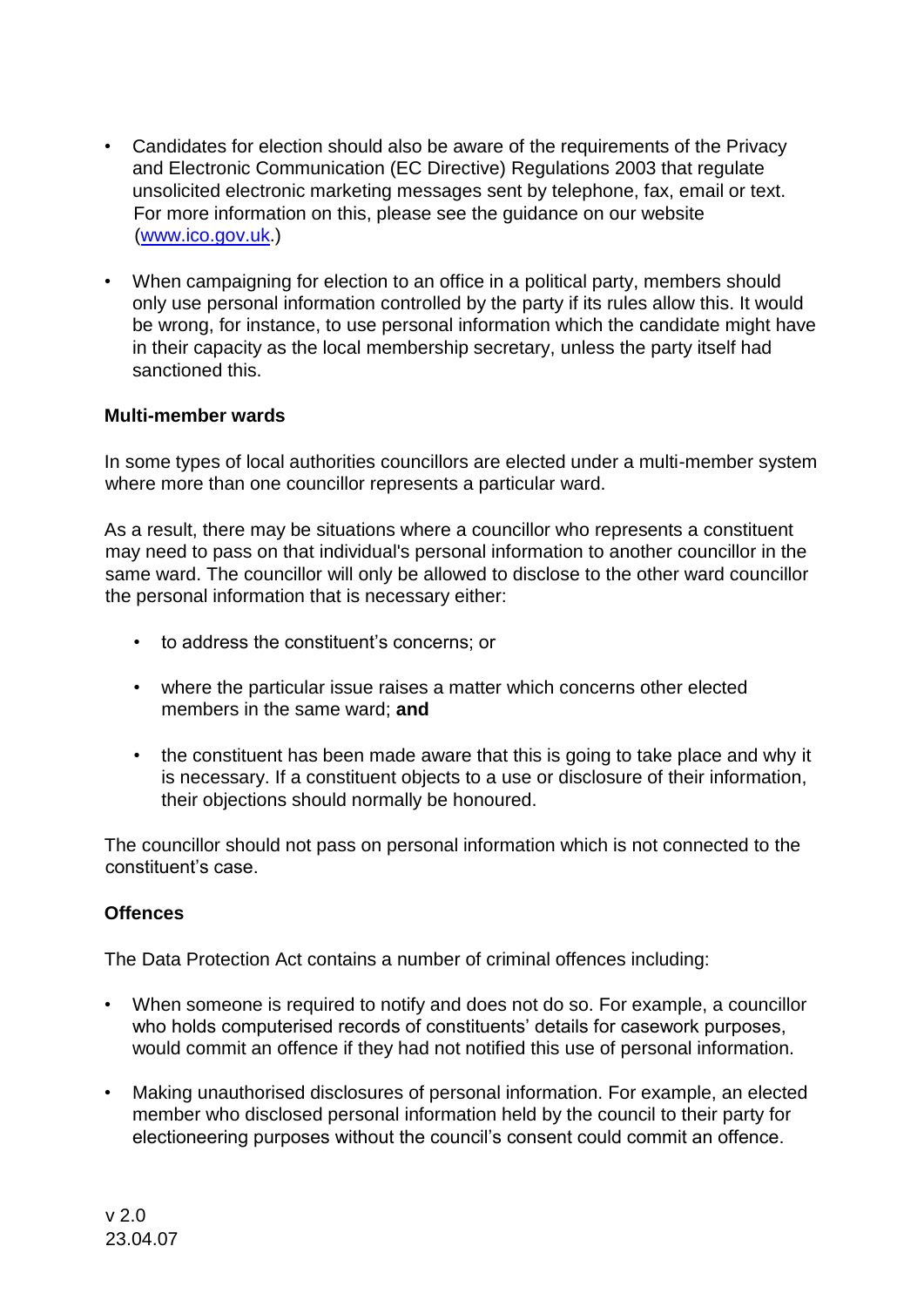- Candidates for election should also be aware of the requirements of the Privacy and Electronic Communication (EC Directive) Regulations 2003 that regulate unsolicited electronic marketing messages sent by telephone, fax, email or text. For more information on this, please see the guidance on our website (www.ico.gov.uk.)

- When campaigning for election to an office in a political party, members should only use personal information controlled by the party if its rules allow this. It would be wrong, for instance, to use personal information which the candidate might have in their capacity as the local membership secretary, unless the party itself had sanctioned this.

**Multi-member wards**

In some types of local authorities councillors are elected under a multi-member system where more than one councillor represents a particular ward.

As a result, there may be situations where a councillor who represents a constituent may need to pass on that individual's personal information to another councillor in the same ward. The councillor will only be allowed to disclose to the other ward councillor the personal information that is necessary either:

- to address the constituent's concerns; or

- where the particular issue raises a matter which concerns other elected members in the same ward; **and**

- the constituent has been made aware that this is going to take place and why it is necessary. If a constituent objects to a use or disclosure of their information, their objections should normally be honoured.

The councillor should not pass on personal information which is not connected to the constituent's case.

**Offences**

The Data Protection Act contains a number of criminal offences including:

- When someone is required to notify and does not do so. For example, a councillor who holds computerised records of constituents' details for casework purposes, would commit an offence if they had not notified this use of personal information.

- Making unauthorised disclosures of personal information. For example, an elected member who disclosed personal information held by the council to their party for electioneering purposes without the council's consent could commit an offence.

v 2.0
23.04.07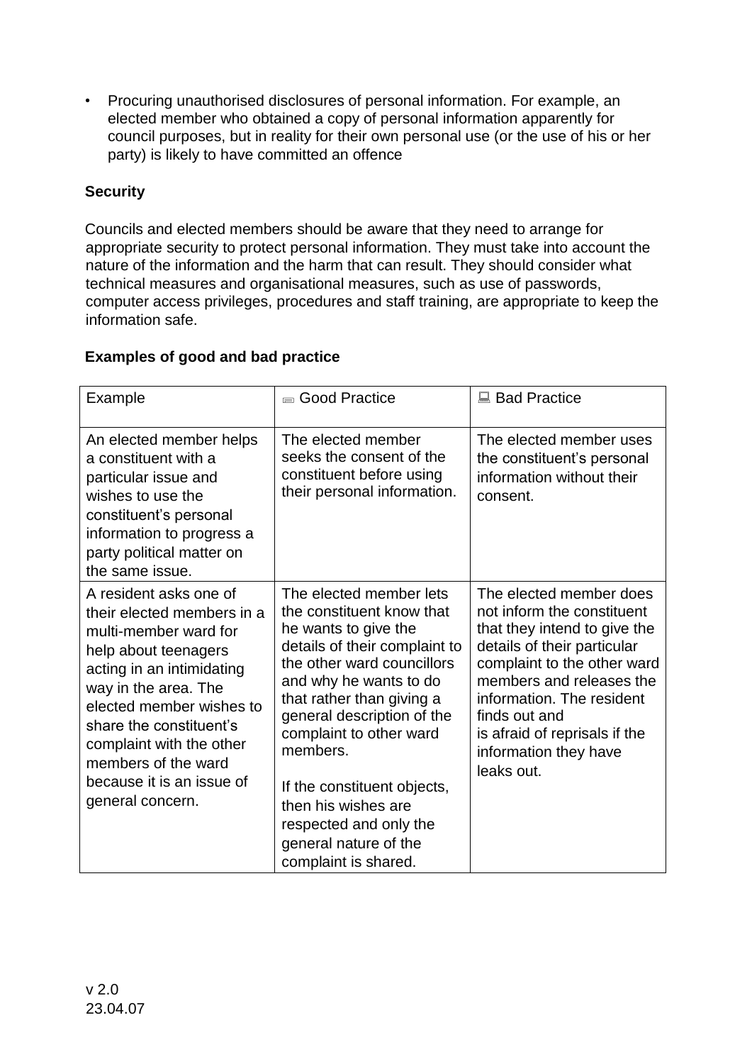- Procuring unauthorised disclosures of personal information. For example, an elected member who obtained a copy of personal information apparently for council purposes, but in reality for their own personal use (or the use of his or her party) is likely to have committed an offence

**Security**

Councils and elected members should be aware that they need to arrange for appropriate security to protect personal information. They must take into account the nature of the information and the harm that can result. They should consider what technical measures and organisational measures, such as use of passwords, computer access privileges, procedures and staff training, are appropriate to keep the information safe.

**Examples of good and bad practice**

| Example | Good Practice | Bad Practice |
|---|---|---|
| An elected member helps a constituent with a particular issue and wishes to use the constituent's personal information to progress a party political matter on the same issue. | The elected member seeks the consent of the constituent before using their personal information. | The elected member uses the constituent's personal information without their consent. |
| A resident asks one of their elected members in a multi-member ward for help about teenagers acting in an intimidating way in the area. The elected member wishes to share the constituent's complaint with the other members of the ward because it is an issue of general concern. | The elected member lets the constituent know that he wants to give the details of their complaint to the other ward councillors and why he wants to do that rather than giving a general description of the complaint to other ward members.<br><br>If the constituent objects, then his wishes are respected and only the general nature of the complaint is shared. | The elected member does not inform the constituent that they intend to give the details of their particular complaint to the other ward members and releases the information. The resident finds out and is afraid of reprisals if the information they have leaks out. |

v 2.0
23.04.07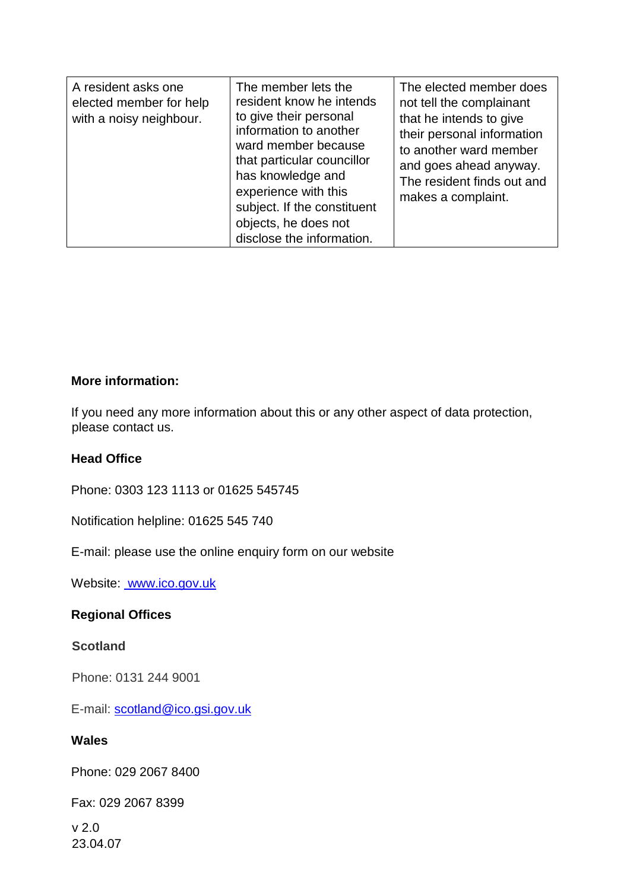| | | |
|---|---|---|
| A resident asks one elected member for help with a noisy neighbour. | The member lets the resident know he intends to give their personal information to another ward member because that particular councillor has knowledge and experience with this subject. If the constituent objects, he does not disclose the information. | The elected member does not tell the complainant that he intends to give their personal information to another ward member and goes ahead anyway. The resident finds out and makes a complaint. |

**More information:**

If you need any more information about this or any other aspect of data protection, please contact us.

**Head Office**

Phone: 0303 123 1113 or 01625 545745

Notification helpline: 01625 545 740

E-mail: please use the online enquiry form on our website

Website: www.ico.gov.uk

**Regional Offices**

**Scotland**

Phone: 0131 244 9001

E-mail: scotland@ico.gsi.gov.uk

**Wales**

Phone: 029 2067 8400

Fax: 029 2067 8399

v 2.0
23.04.07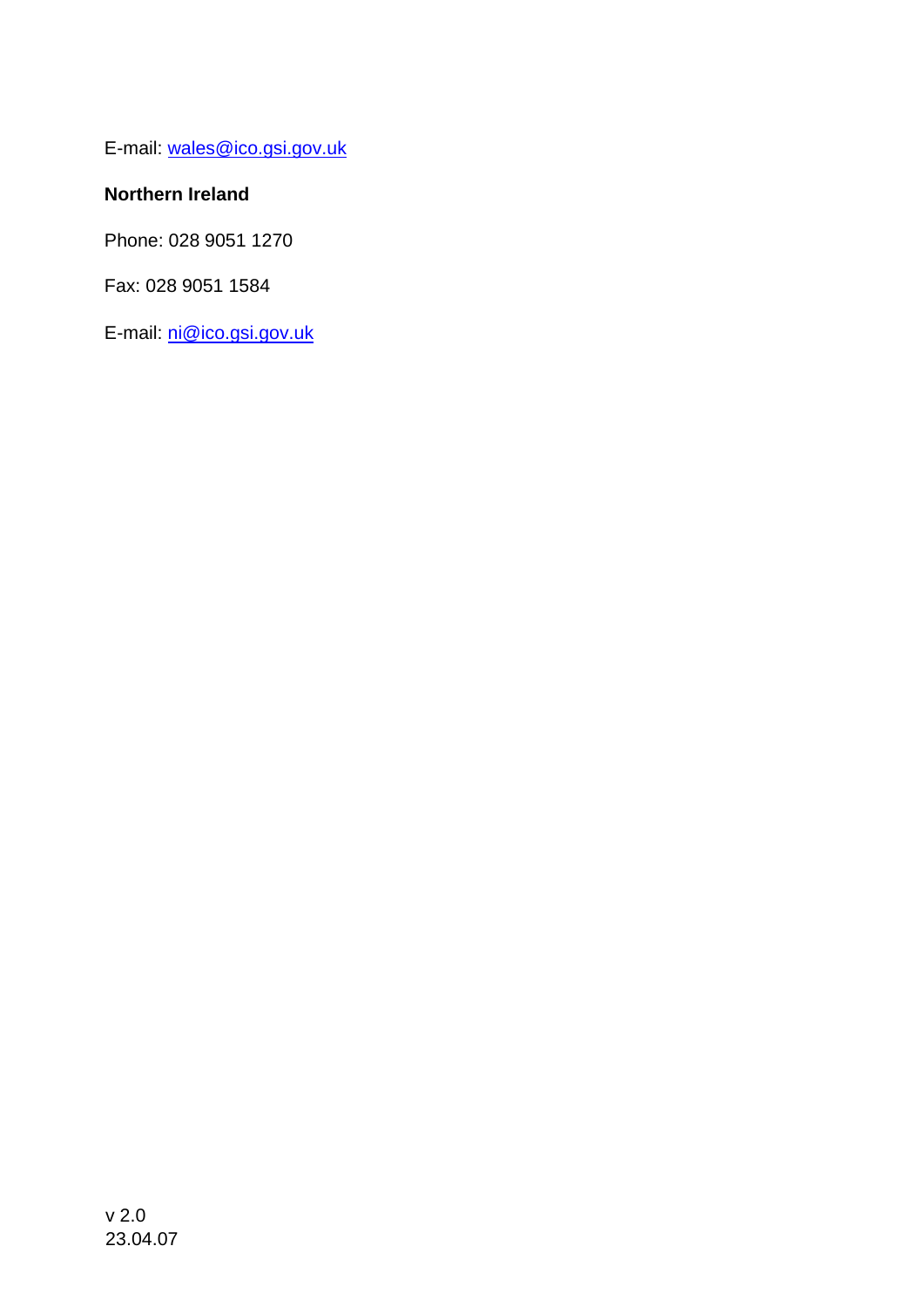E-mail: wales@ico.gsi.gov.uk

**Northern Ireland**

Phone: 028 9051 1270

Fax: 028 9051 1584

E-mail: ni@ico.gsi.gov.uk

v 2.0
23.04.07